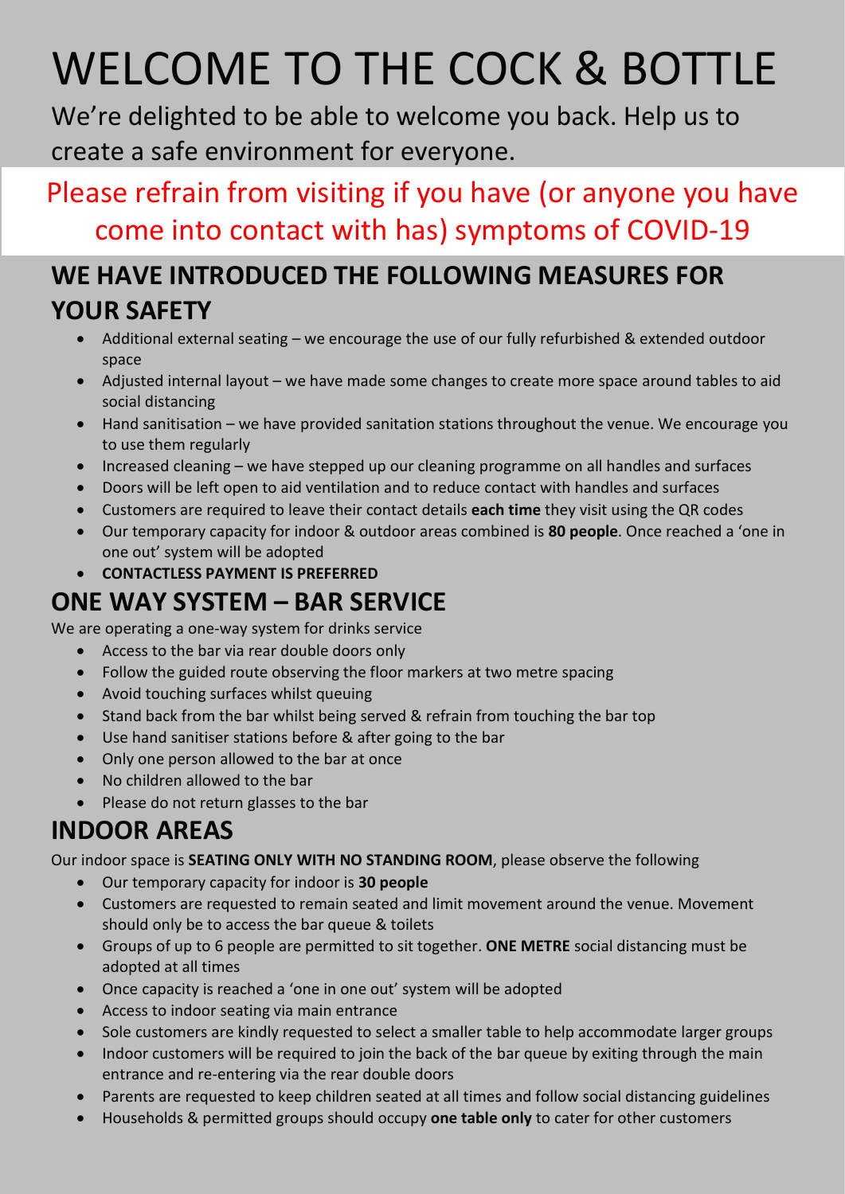# WELCOME TO THE COCK & BOTTLE

We're delighted to be able to welcome you back. Help us to create a safe environment for everyone.

Please refrain from visiting if you have (or anyone you have come into contact with has) symptoms of COVID-19

## WE HAVE INTRODUCED THE FOLLOWING MEASURES FOR YOUR SAFETY

- Additional external seating – we encourage the use of our fully refurbished & extended outdoor space
- Adjusted internal layout – we have made some changes to create more space around tables to aid social distancing
- Hand sanitisation – we have provided sanitation stations throughout the venue. We encourage you to use them regularly
- Increased cleaning – we have stepped up our cleaning programme on all handles and surfaces
- Doors will be left open to aid ventilation and to reduce contact with handles and surfaces
- Customers are required to leave their contact details **each time** they visit using the QR codes
- Our temporary capacity for indoor & outdoor areas combined is **80 people**. Once reached a 'one in one out' system will be adopted
- **CONTACTLESS PAYMENT IS PREFERRED**

## ONE WAY SYSTEM – BAR SERVICE

We are operating a one-way system for drinks service

- Access to the bar via rear double doors only
- Follow the guided route observing the floor markers at two metre spacing
- Avoid touching surfaces whilst queuing
- Stand back from the bar whilst being served & refrain from touching the bar top
- Use hand sanitiser stations before & after going to the bar
- Only one person allowed to the bar at once
- No children allowed to the bar
- Please do not return glasses to the bar

## INDOOR AREAS

Our indoor space is **SEATING ONLY WITH NO STANDING ROOM**, please observe the following

- Our temporary capacity for indoor is **30 people**
- Customers are requested to remain seated and limit movement around the venue. Movement should only be to access the bar queue & toilets
- Groups of up to 6 people are permitted to sit together. **ONE METRE** social distancing must be adopted at all times
- Once capacity is reached a 'one in one out' system will be adopted
- Access to indoor seating via main entrance
- Sole customers are kindly requested to select a smaller table to help accommodate larger groups
- Indoor customers will be required to join the back of the bar queue by exiting through the main entrance and re-entering via the rear double doors
- Parents are requested to keep children seated at all times and follow social distancing guidelines
- Households & permitted groups should occupy **one table only** to cater for other customers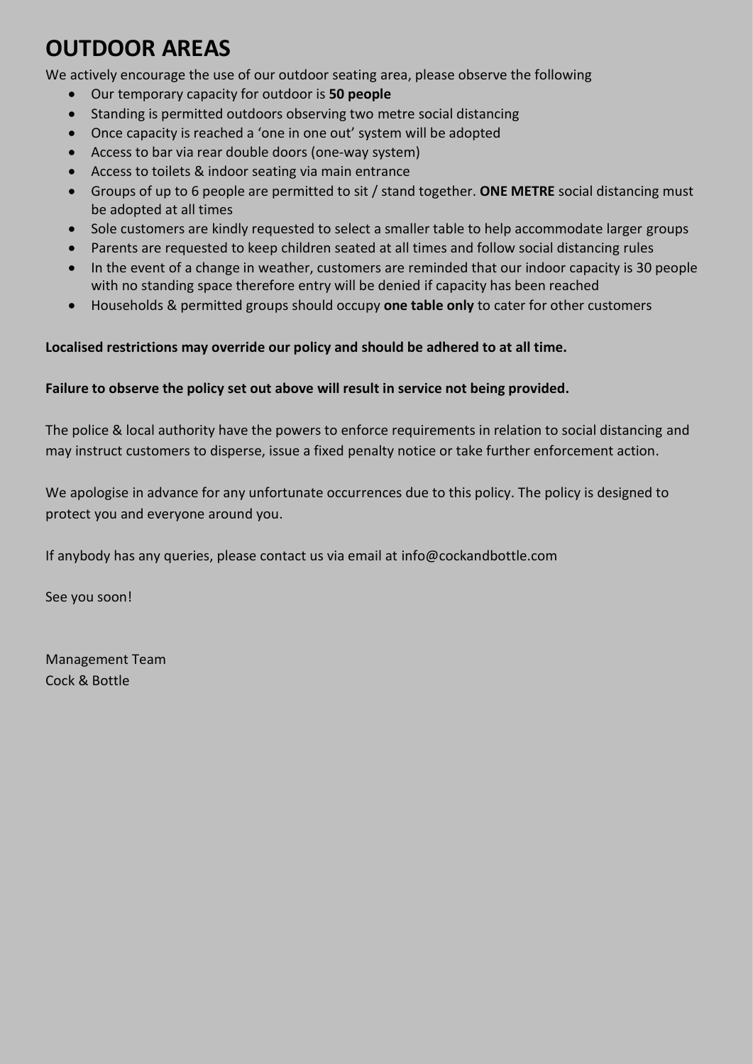# OUTDOOR AREAS

We actively encourage the use of our outdoor seating area, please observe the following

- Our temporary capacity for outdoor is **50 people**
- Standing is permitted outdoors observing two metre social distancing
- Once capacity is reached a 'one in one out' system will be adopted
- Access to bar via rear double doors (one-way system)
- Access to toilets & indoor seating via main entrance
- Groups of up to 6 people are permitted to sit / stand together. **ONE METRE** social distancing must be adopted at all times
- Sole customers are kindly requested to select a smaller table to help accommodate larger groups
- Parents are requested to keep children seated at all times and follow social distancing rules
- In the event of a change in weather, customers are reminded that our indoor capacity is 30 people with no standing space therefore entry will be denied if capacity has been reached
- Households & permitted groups should occupy **one table only** to cater for other customers

**Localised restrictions may override our policy and should be adhered to at all time.**

**Failure to observe the policy set out above will result in service not being provided.**

The police & local authority have the powers to enforce requirements in relation to social distancing and may instruct customers to disperse, issue a fixed penalty notice or take further enforcement action.

We apologise in advance for any unfortunate occurrences due to this policy. The policy is designed to protect you and everyone around you.

If anybody has any queries, please contact us via email at info@cockandbottle.com

See you soon!

Management Team
Cock & Bottle